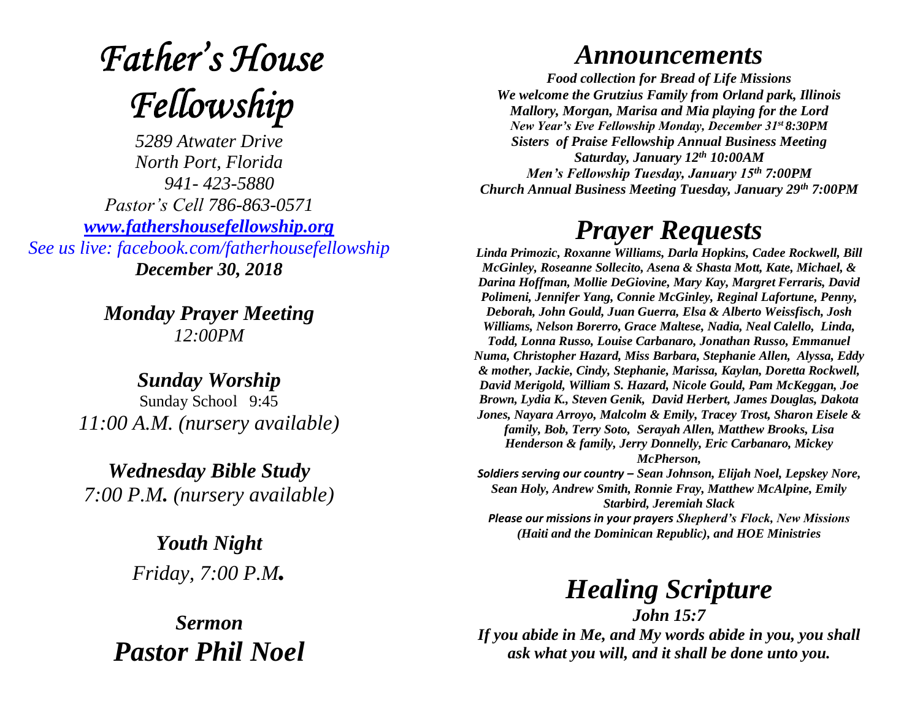# *Father's House Fellowship*

*5289 Atwater Drive*
*North Port, Florida*
*941- 423-5880*
*Pastor's Cell 786-863-0571*
*www.fathershousefellowship.org*
*See us live: facebook.com/fatherhousefellowship*
***December 30, 2018***

***Monday Prayer Meeting***
*12:00PM*

***Sunday Worship***
Sunday School 9:45
*11:00 A.M. (nursery available)*

***Wednesday Bible Study***
*7:00 P.M. (nursery available)*

***Youth Night***
*Friday, 7:00 P.M.*

***Sermon***
***Pastor Phil Noel***

# *Announcements*

***Food collection for Bread of Life Missions***
***We welcome the Grutzius Family from Orland park, Illinois***
***Mallory, Morgan, Marisa and Mia playing for the Lord***
***New Year's Eve Fellowship Monday, December 31st 8:30PM***
***Sisters of Praise Fellowship Annual Business Meeting***
***Saturday, January 12th 10:00AM***
***Men's Fellowship Tuesday, January 15th 7:00PM***
***Church Annual Business Meeting Tuesday, January 29th 7:00PM***

# *Prayer Requests*

***Linda Primozic, Roxanne Williams, Darla Hopkins, Cadee Rockwell, Bill McGinley, Roseanne Sollecito, Asena & Shasta Mott, Kate, Michael, & Darina Hoffman, Mollie DeGiovine, Mary Kay, Margret Ferraris, David Polimeni, Jennifer Yang, Connie McGinley, Reginal Lafortune, Penny, Deborah, John Gould, Juan Guerra, Elsa & Alberto Weissfisch, Josh Williams, Nelson Borerro, Grace Maltese, Nadia, Neal Calello, Linda, Todd, Lonna Russo, Louise Carbanaro, Jonathan Russo, Emmanuel Numa, Christopher Hazard, Miss Barbara, Stephanie Allen, Alyssa, Eddy & mother, Jackie, Cindy, Stephanie, Marissa, Kaylan, Doretta Rockwell, David Merigold, William S. Hazard, Nicole Gould, Pam McKeggan, Joe Brown, Lydia K., Steven Genik, David Herbert, James Douglas, Dakota Jones, Nayara Arroyo, Malcolm & Emily, Tracey Trost, Sharon Eisele & family, Bob, Terry Soto, Serayah Allen, Matthew Brooks, Lisa Henderson & family, Jerry Donnelly, Eric Carbanaro, Mickey McPherson,***

***Soldiers serving our country – Sean Johnson, Elijah Noel, Lepskey Nore, Sean Holy, Andrew Smith, Ronnie Fray, Matthew McAlpine, Emily Starbird, Jeremiah Slack***

***Please our missions in your prayers Shepherd's Flock, New Missions (Haiti and the Dominican Republic), and HOE Ministries***

# *Healing Scripture*

***John 15:7***
***If you abide in Me, and My words abide in you, you shall ask what you will, and it shall be done unto you.***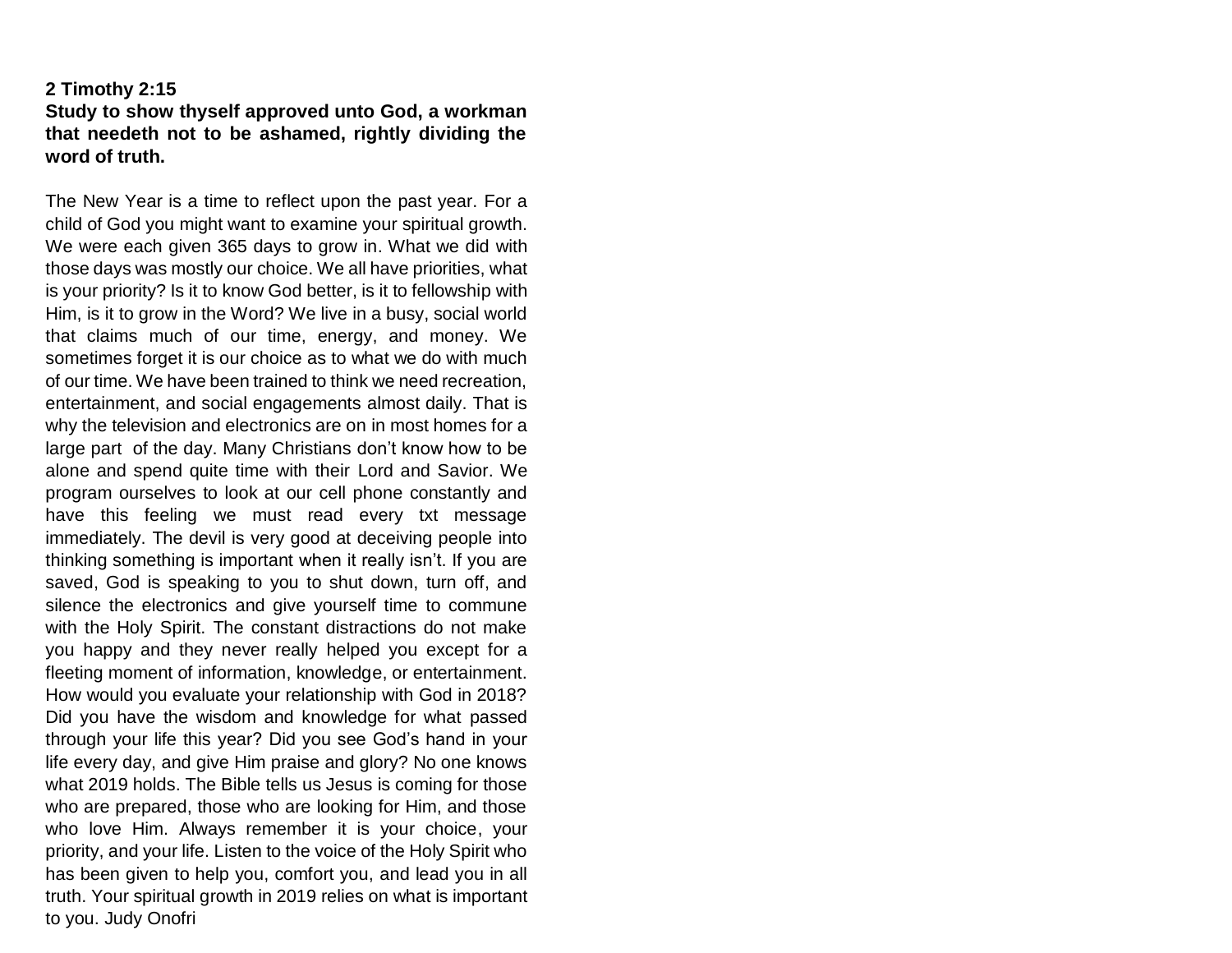**2 Timothy 2:15**
**Study to show thyself approved unto God, a workman that needeth not to be ashamed, rightly dividing the word of truth.**

The New Year is a time to reflect upon the past year. For a child of God you might want to examine your spiritual growth. We were each given 365 days to grow in. What we did with those days was mostly our choice. We all have priorities, what is your priority? Is it to know God better, is it to fellowship with Him, is it to grow in the Word? We live in a busy, social world that claims much of our time, energy, and money. We sometimes forget it is our choice as to what we do with much of our time. We have been trained to think we need recreation, entertainment, and social engagements almost daily. That is why the television and electronics are on in most homes for a large part of the day. Many Christians don't know how to be alone and spend quite time with their Lord and Savior. We program ourselves to look at our cell phone constantly and have this feeling we must read every txt message immediately. The devil is very good at deceiving people into thinking something is important when it really isn't. If you are saved, God is speaking to you to shut down, turn off, and silence the electronics and give yourself time to commune with the Holy Spirit. The constant distractions do not make you happy and they never really helped you except for a fleeting moment of information, knowledge, or entertainment. How would you evaluate your relationship with God in 2018? Did you have the wisdom and knowledge for what passed through your life this year? Did you see God's hand in your life every day, and give Him praise and glory? No one knows what 2019 holds. The Bible tells us Jesus is coming for those who are prepared, those who are looking for Him, and those who love Him. Always remember it is your choice, your priority, and your life. Listen to the voice of the Holy Spirit who has been given to help you, comfort you, and lead you in all truth. Your spiritual growth in 2019 relies on what is important to you. Judy Onofri